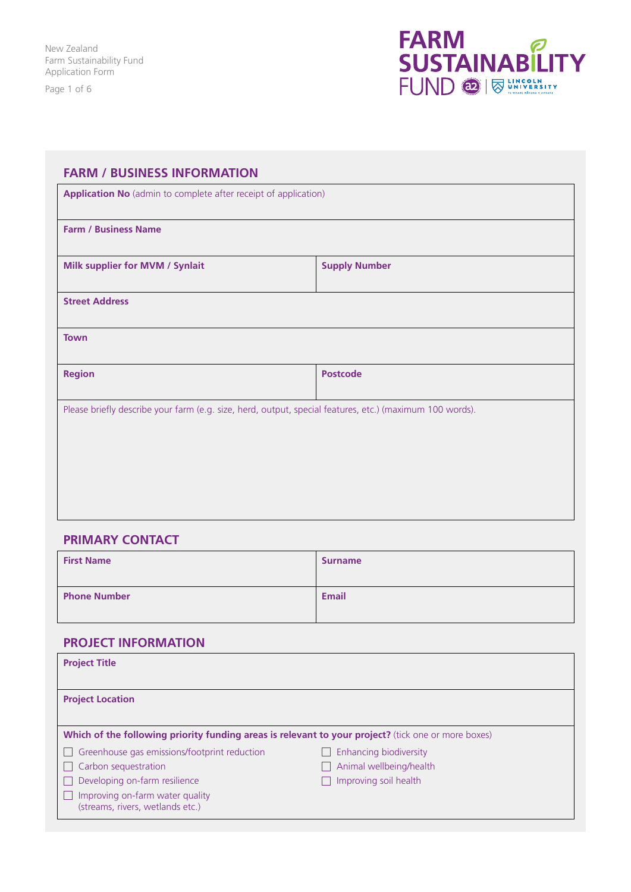## FARM / BUSINESS INFORMATION

| **Application No** (admin to complete after receipt of application) | |
|---|---|
| **Farm / Business Name** | |
| **Milk supplier for MVM / Synlait** | **Supply Number** |
| **Street Address** | |
| **Town** | |
| **Region** | **Postcode** |

Please briefly describe your farm (e.g. size, herd, output, special features, etc.) (maximum 100 words).

## PRIMARY CONTACT

| **First Name** | **Surname** |
|---|---|
| **Phone Number** | **Email** |

## PROJECT INFORMATION

**Project Title**

**Project Location**

**Which of the following priority funding areas is relevant to your project?** (tick one or more boxes)

- ☐ Greenhouse gas emissions/footprint reduction
- ☐ Carbon sequestration
- ☐ Developing on-farm resilience
- ☐ Improving on-farm water quality (streams, rivers, wetlands etc.)
- ☐ Enhancing biodiversity
- ☐ Animal wellbeing/health
- ☐ Improving soil health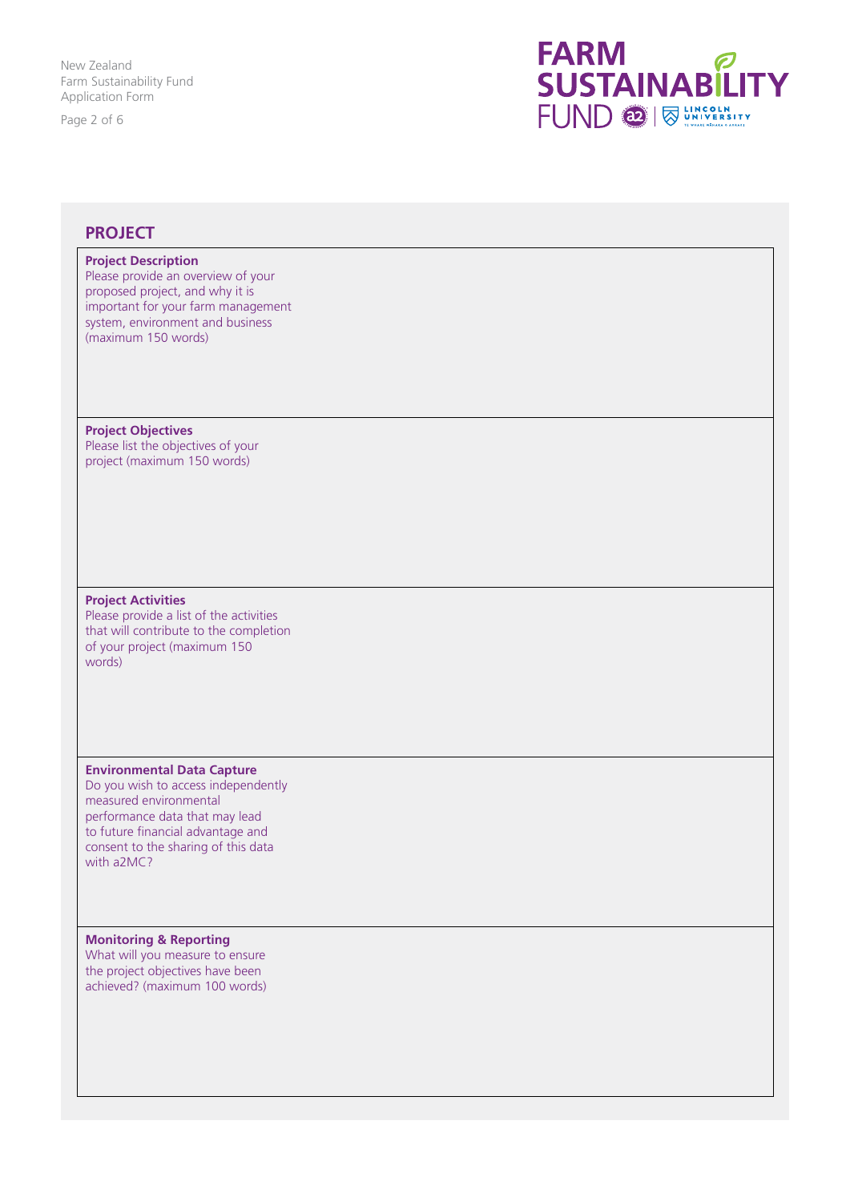## PROJECT

| | |
|---|---|
| **Project Description**<br>Please provide an overview of your proposed project, and why it is important for your farm management system, environment and business (maximum 150 words) | |
| **Project Objectives**<br>Please list the objectives of your project (maximum 150 words) | |
| **Project Activities**<br>Please provide a list of the activities that will contribute to the completion of your project (maximum 150 words) | |
| **Environmental Data Capture**<br>Do you wish to access independently measured environmental performance data that may lead to future financial advantage and consent to the sharing of this data with a2MC? | |
| **Monitoring & Reporting**<br>What will you measure to ensure the project objectives have been achieved? (maximum 100 words) | |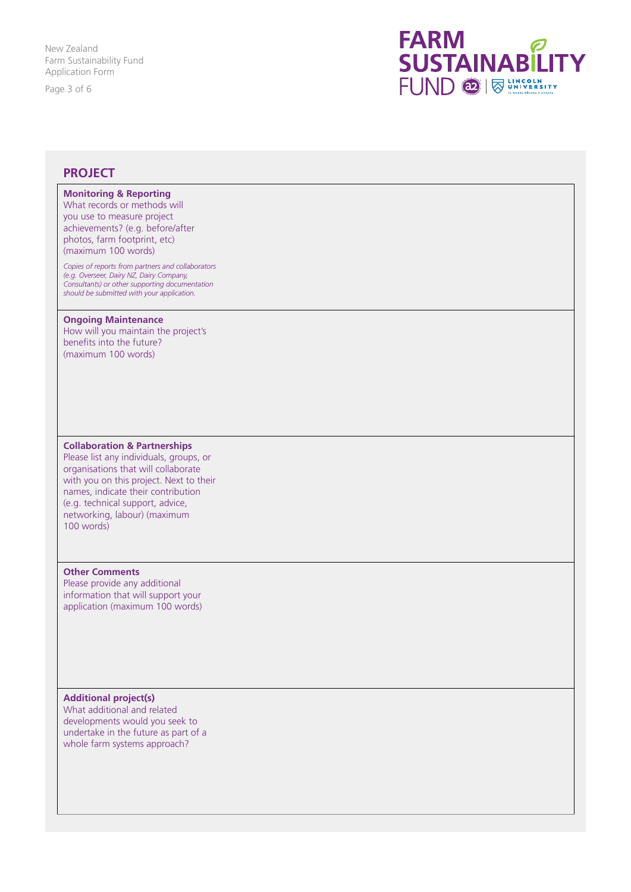## PROJECT

| | |
|---|---|
| **Monitoring & Reporting**<br>What records or methods will you use to measure project achievements? (e.g. before/after photos, farm footprint, etc) (maximum 100 words)<br><br>*Copies of reports from partners and collaborators (e.g. Overseer, Dairy NZ, Dairy Company, Consultants) or other supporting documentation should be submitted with your application.* | |
| **Ongoing Maintenance**<br>How will you maintain the project's benefits into the future? (maximum 100 words) | |
| **Collaboration & Partnerships**<br>Please list any individuals, groups, or organisations that will collaborate with you on this project. Next to their names, indicate their contribution (e.g. technical support, advice, networking, labour) (maximum 100 words) | |
| **Other Comments**<br>Please provide any additional information that will support your application (maximum 100 words) | |
| **Additional project(s)**<br>What additional and related developments would you seek to undertake in the future as part of a whole farm systems approach? | |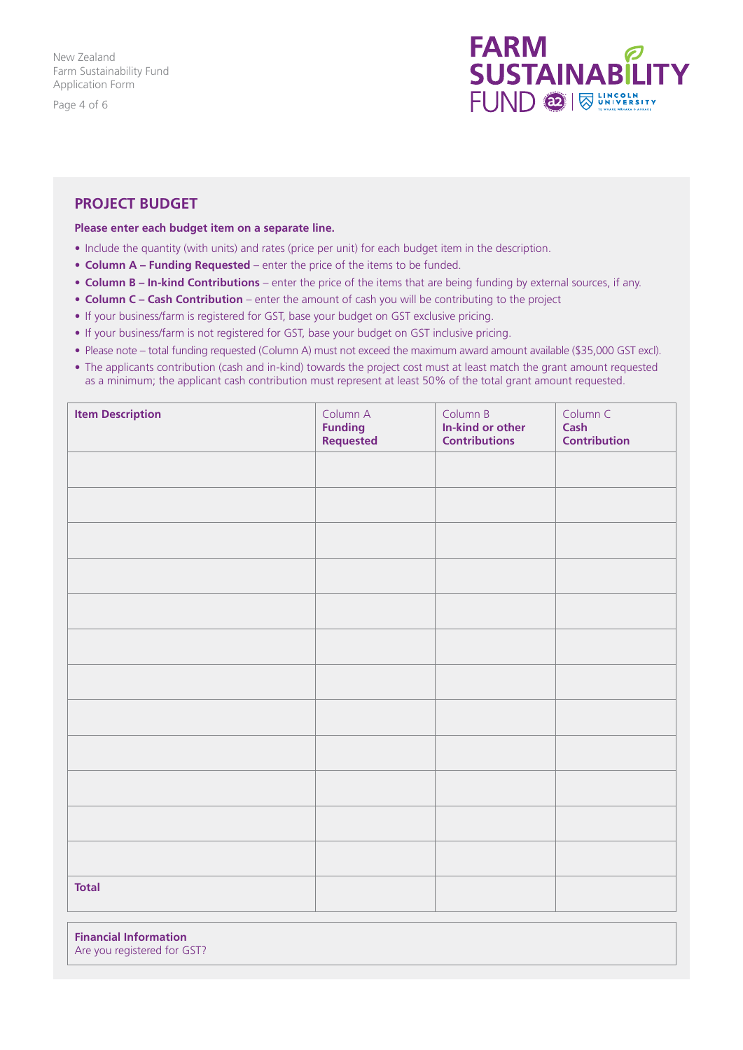## PROJECT BUDGET

**Please enter each budget item on a separate line.**

- Include the quantity (with units) and rates (price per unit) for each budget item in the description.
- **Column A – Funding Requested** – enter the price of the items to be funded.
- **Column B – In-kind Contributions** – enter the price of the items that are being funding by external sources, if any.
- **Column C – Cash Contribution** – enter the amount of cash you will be contributing to the project
- If your business/farm is registered for GST, base your budget on GST exclusive pricing.
- If your business/farm is not registered for GST, base your budget on GST inclusive pricing.
- Please note – total funding requested (Column A) must not exceed the maximum award amount available ($35,000 GST excl).
- The applicants contribution (cash and in-kind) towards the project cost must at least match the grant amount requested as a minimum; the applicant cash contribution must represent at least 50% of the total grant amount requested.

| Item Description | Column A **Funding Requested** | Column B **In-kind or other Contributions** | Column C **Cash Contribution** |
|---|---|---|---|
| | | | |
| | | | |
| | | | |
| | | | |
| | | | |
| | | | |
| | | | |
| | | | |
| | | | |
| | | | |
| | | | |
| | | | |
| **Total** | | | |

**Financial Information**
Are you registered for GST?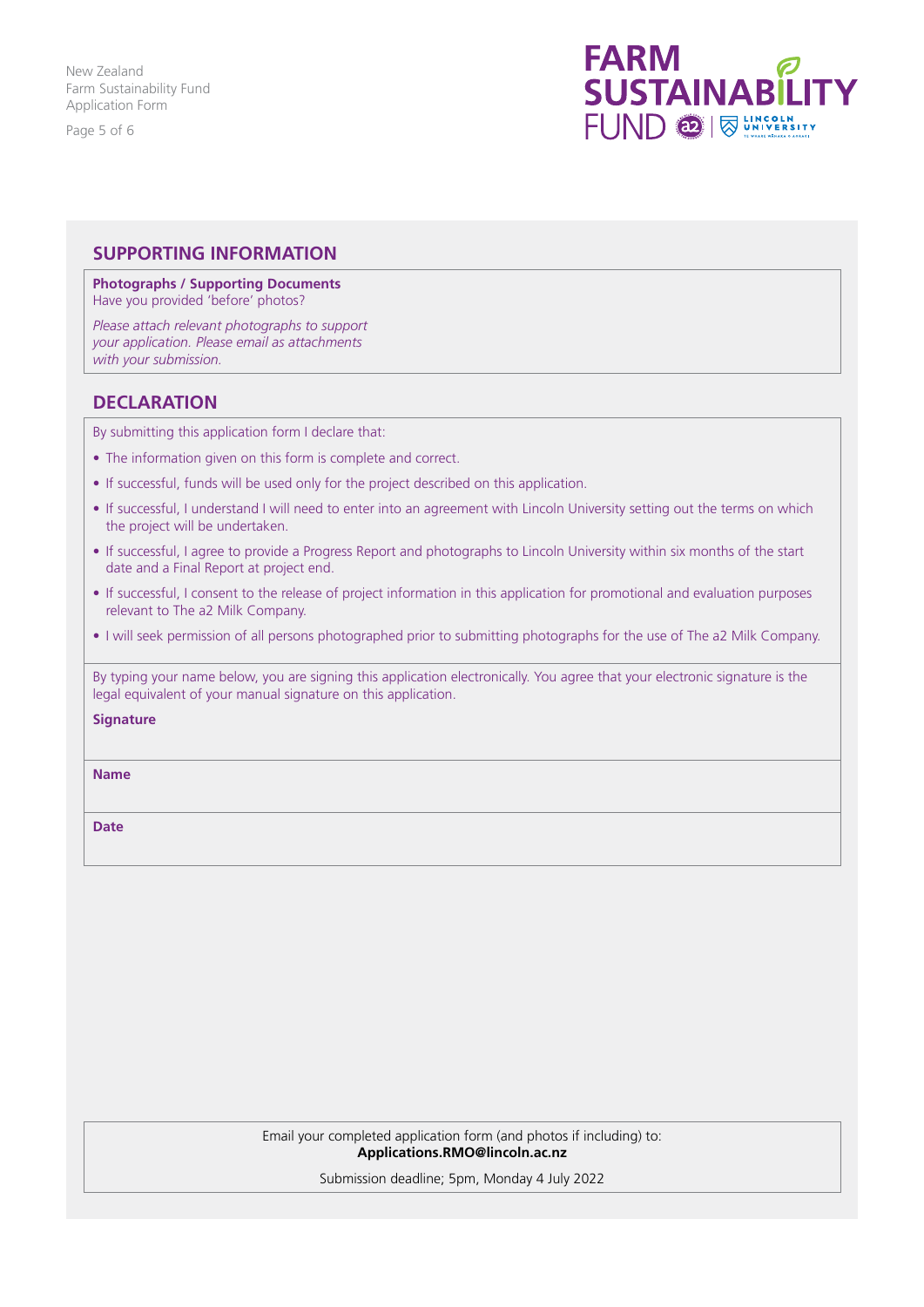## SUPPORTING INFORMATION

**Photographs / Supporting Documents**
Have you provided 'before' photos?

*Please attach relevant photographs to support your application. Please email as attachments with your submission.*

## DECLARATION

By submitting this application form I declare that:

- The information given on this form is complete and correct.
- If successful, funds will be used only for the project described on this application.
- If successful, I understand I will need to enter into an agreement with Lincoln University setting out the terms on which the project will be undertaken.
- If successful, I agree to provide a Progress Report and photographs to Lincoln University within six months of the start date and a Final Report at project end.
- If successful, I consent to the release of project information in this application for promotional and evaluation purposes relevant to The a2 Milk Company.
- I will seek permission of all persons photographed prior to submitting photographs for the use of The a2 Milk Company.

By typing your name below, you are signing this application electronically. You agree that your electronic signature is the legal equivalent of your manual signature on this application.

**Signature**

**Name**

**Date**

Email your completed application form (and photos if including) to:
**Applications.RMO@lincoln.ac.nz**

Submission deadline; 5pm, Monday 4 July 2022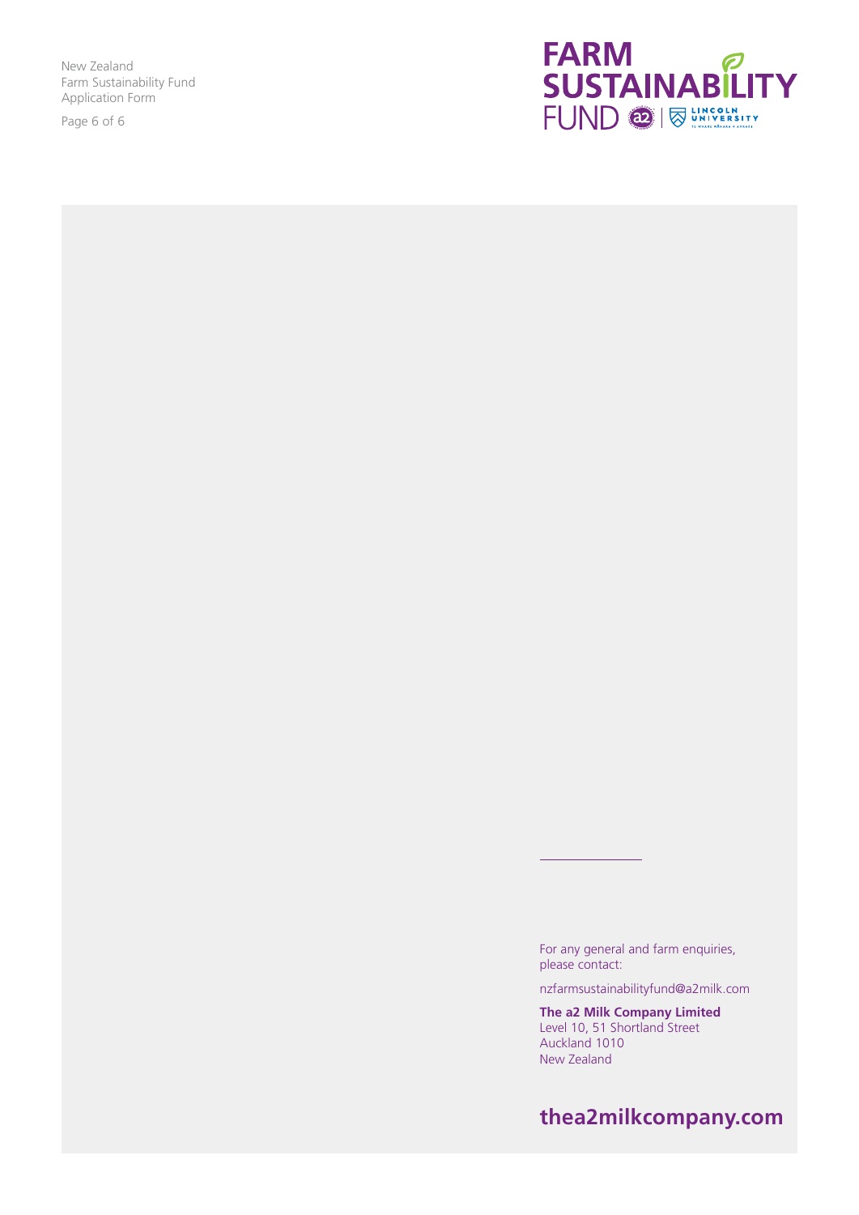For any general and farm enquiries, please contact:

nzfarmsustainabilityfund@a2milk.com

**The a2 Milk Company Limited**
Level 10, 51 Shortland Street
Auckland 1010
New Zealand

**thea2milkcompany.com**